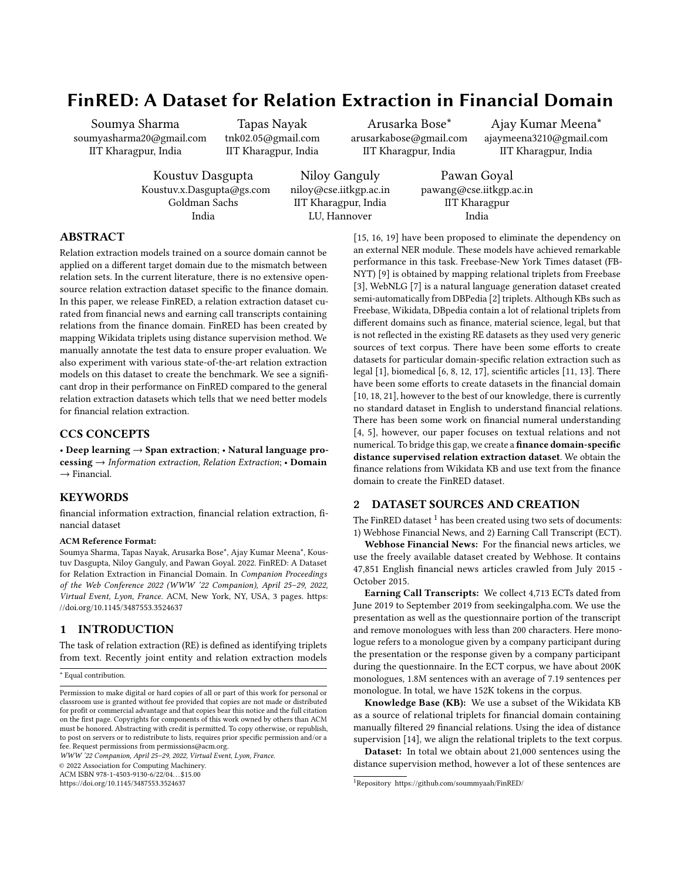# FinRED: A Dataset for Relation Extraction in Financial Domain

Soumya Sharma
soumyasharma20@gmail.com
IIT Kharagpur, India

Tapas Nayak
tnk02.05@gmail.com
IIT Kharagpur, India

Arusarka Bose*
arusarkabose@gmail.com
IIT Kharagpur, India

Ajay Kumar Meena*
ajaymeena3210@gmail.com
IIT Kharagpur, India

Koustuv Dasgupta
Koustuv.x.Dasgupta@gs.com
Goldman Sachs
India

Niloy Ganguly
niloy@cse.iitkgp.ac.in
IIT Kharagpur, India
LU, Hannover

Pawan Goyal
pawang@cse.iitkgp.ac.in
IIT Kharagpur
India

## ABSTRACT

Relation extraction models trained on a source domain cannot be applied on a different target domain due to the mismatch between relation sets. In the current literature, there is no extensive open-source relation extraction dataset specific to the finance domain. In this paper, we release FinRED, a relation extraction dataset curated from financial news and earning call transcripts containing relations from the finance domain. FinRED has been created by mapping Wikidata triplets using distance supervision method. We manually annotate the test data to ensure proper evaluation. We also experiment with various state-of-the-art relation extraction models on this dataset to create the benchmark. We see a significant drop in their performance on FinRED compared to the general relation extraction datasets which tells that we need better models for financial relation extraction.

## CCS CONCEPTS

• **Deep learning** → **Span extraction**; • **Natural language processing** → *Information extraction, Relation Extraction*; • **Domain** → Financial.

## KEYWORDS

financial information extraction, financial relation extraction, financial dataset

**ACM Reference Format:**
Soumya Sharma, Tapas Nayak, Arusarka Bose*, Ajay Kumar Meena*, Koustuv Dasgupta, Niloy Ganguly, and Pawan Goyal. 2022. FinRED: A Dataset for Relation Extraction in Financial Domain. In *Companion Proceedings of the Web Conference 2022 (WWW '22 Companion), April 25–29, 2022, Virtual Event, Lyon, France.* ACM, New York, NY, USA, 3 pages. https://doi.org/10.1145/3487553.3524637

## 1 INTRODUCTION

The task of relation extraction (RE) is defined as identifying triplets from text. Recently joint entity and relation extraction models [15, 16, 19] have been proposed to eliminate the dependency on an external NER module. These models have achieved remarkable performance in this task. Freebase-New York Times dataset (FB-NYT) [9] is obtained by mapping relational triplets from Freebase [3], WebNLG [7] is a natural language generation dataset created semi-automatically from DBPedia [2] triplets. Although KBs such as Freebase, Wikidata, DBpedia contain a lot of relational triplets from different domains such as finance, material science, legal, but that is not reflected in the existing RE datasets as they used very generic sources of text corpus. There have been some efforts to create datasets for particular domain-specific relation extraction such as legal [1], biomedical [6, 8, 12, 17], scientific articles [11, 13]. There have been some efforts to create datasets in the financial domain [10, 18, 21], however to the best of our knowledge, there is currently no standard dataset in English to understand financial relations. There has been some work on financial numeral understanding [4, 5], however, our paper focuses on textual relations and not numerical. To bridge this gap, we create a **finance domain-specific distance supervised relation extraction dataset**. We obtain the finance relations from Wikidata KB and use text from the finance domain to create the FinRED dataset.

## 2 DATASET SOURCES AND CREATION

The FinRED dataset [1] has been created using two sets of documents: 1) Webhose Financial News, and 2) Earning Call Transcript (ECT).

**Webhose Financial News:** For the financial news articles, we use the freely available dataset created by Webhose. It contains 47,851 English financial news articles crawled from July 2015 - October 2015.

**Earning Call Transcripts:** We collect 4,713 ECTs dated from June 2019 to September 2019 from seekingalpha.com. We use the presentation as well as the questionnaire portion of the transcript and remove monologues with less than 200 characters. Here monologue refers to a monologue given by a company participant during the presentation or the response given by a company participant during the questionnaire. In the ECT corpus, we have about 200K monologues, 1.8M sentences with an average of 7.19 sentences per monologue. In total, we have 152K tokens in the corpus.

**Knowledge Base (KB):** We use a subset of the Wikidata KB as a source of relational triplets for financial domain containing manually filtered 29 financial relations. Using the idea of distance supervision [14], we align the relational triplets to the text corpus.

**Dataset:** In total we obtain about 21,000 sentences using the distance supervision method, however a lot of these sentences are

---

\* Equal contribution.

[1] Repository https://github.com/soummyaah/FinRED/

Permission to make digital or hard copies of all or part of this work for personal or classroom use is granted without fee provided that copies are not made or distributed for profit or commercial advantage and that copies bear this notice and the full citation on the first page. Copyrights for components of this work owned by others than ACM must be honored. Abstracting with credit is permitted. To copy otherwise, or republish, to post on servers or to redistribute to lists, requires prior specific permission and/or a fee. Request permissions from permissions@acm.org.
*WWW '22 Companion, April 25–29, 2022, Virtual Event, Lyon, France.*
© 2022 Association for Computing Machinery.
ACM ISBN 978-1-4503-9130-6/22/04...$15.00
https://doi.org/10.1145/3487553.3524637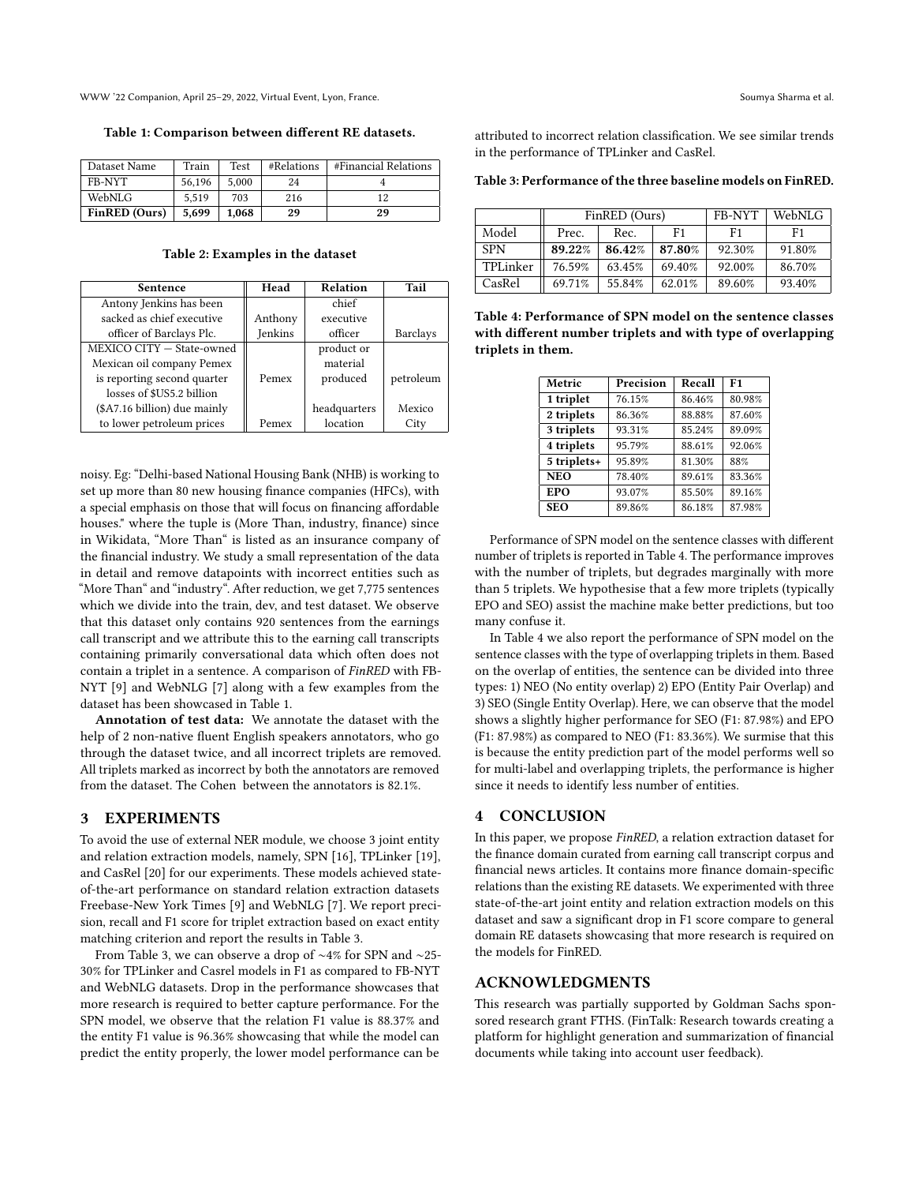**Table 1: Comparison between different RE datasets.**

| Dataset Name | Train | Test | #Relations | #Financial Relations |
|---|---|---|---|---|
| FB-NYT | 56,196 | 5,000 | 24 | 4 |
| WebNLG | 5,519 | 703 | 216 | 12 |
| **FinRED (Ours)** | **5,699** | **1,068** | **29** | **29** |

**Table 2: Examples in the dataset**

| Sentence | Head | Relation | Tail |
|---|---|---|---|
| Antony Jenkins has been sacked as chief executive officer of Barclays Plc. | Anthony Jenkins | chief executive officer | Barclays |
| MEXICO CITY — State-owned Mexican oil company Pemex is reporting second quarter losses of $US5.2 billion ($A7.16 billion) due mainly to lower petroleum prices | Pemex | product or material produced | petroleum |
| | Pemex | headquarters location | Mexico City |

noisy. Eg: "Delhi-based National Housing Bank (NHB) is working to set up more than 80 new housing finance companies (HFCs), with a special emphasis on those that will focus on financing affordable houses." where the tuple is (More Than, industry, finance) since in Wikidata, "More Than" is listed as an insurance company of the financial industry. We study a small representation of the data in detail and remove datapoints with incorrect entities such as "More Than" and "industry". After reduction, we get 7,775 sentences which we divide into the train, dev, and test dataset. We observe that this dataset only contains 920 sentences from the earnings call transcript and we attribute this to the earning call transcripts containing primarily conversational data which often does not contain a triplet in a sentence. A comparison of *FinRED* with FB-NYT [9] and WebNLG [7] along with a few examples from the dataset has been showcased in Table 1.

**Annotation of test data:** We annotate the dataset with the help of 2 non-native fluent English speakers annotators, who go through the dataset twice, and all incorrect triplets are removed. All triplets marked as incorrect by both the annotators are removed from the dataset. The Cohen between the annotators is 82.1%.

## 3 EXPERIMENTS

To avoid the use of external NER module, we choose 3 joint entity and relation extraction models, namely, SPN [16], TPLinker [19], and CasRel [20] for our experiments. These models achieved state-of-the-art performance on standard relation extraction datasets Freebase-New York Times [9] and WebNLG [7]. We report precision, recall and F1 score for triplet extraction based on exact entity matching criterion and report the results in Table 3.

From Table 3, we can observe a drop of ~4% for SPN and ~25-30% for TPLinker and Casrel models in F1 as compared to FB-NYT and WebNLG datasets. Drop in the performance showcases that more research is required to better capture performance. For the SPN model, we observe that the relation F1 value is 88.37% and the entity F1 value is 96.36% showcasing that while the model can predict the entity properly, the lower model performance can be attributed to incorrect relation classification. We see similar trends in the performance of TPLinker and CasRel.

**Table 3: Performance of the three baseline models on FinRED.**

| | FinRED (Ours) | | | FB-NYT | WebNLG |
|---|---|---|---|---|---|
| Model | Prec. | Rec. | F1 | F1 | F1 |
| SPN | **89.22**% | **86.42**% | **87.80**% | 92.30% | 91.80% |
| TPLinker | 76.59% | 63.45% | 69.40% | 92.00% | 86.70% |
| CasRel | 69.71% | 55.84% | 62.01% | 89.60% | 93.40% |

**Table 4: Performance of SPN model on the sentence classes with different number triplets and with type of overlapping triplets in them.**

| Metric | Precision | Recall | F1 |
|---|---|---|---|
| **1 triplet** | 76.15% | 86.46% | 80.98% |
| **2 triplets** | 86.36% | 88.88% | 87.60% |
| **3 triplets** | 93.31% | 85.24% | 89.09% |
| **4 triplets** | 95.79% | 88.61% | 92.06% |
| **5 triplets+** | 95.89% | 81.30% | 88% |
| **NEO** | 78.40% | 89.61% | 83.36% |
| **EPO** | 93.07% | 85.50% | 89.16% |
| **SEO** | 89.86% | 86.18% | 87.98% |

Performance of SPN model on the sentence classes with different number of triplets is reported in Table 4. The performance improves with the number of triplets, but degrades marginally with more than 5 triplets. We hypothesise that a few more triplets (typically EPO and SEO) assist the machine make better predictions, but too many confuse it.

In Table 4 we also report the performance of SPN model on the sentence classes with the type of overlapping triplets in them. Based on the overlap of entities, the sentence can be divided into three types: 1) NEO (No entity overlap) 2) EPO (Entity Pair Overlap) and 3) SEO (Single Entity Overlap). Here, we can observe that the model shows a slightly higher performance for SEO (F1: 87.98%) and EPO (F1: 87.98%) as compared to NEO (F1: 83.36%). We surmise that this is because the entity prediction part of the model performs well so for multi-label and overlapping triplets, the performance is higher since it needs to identify less number of entities.

## 4 CONCLUSION

In this paper, we propose *FinRED*, a relation extraction dataset for the finance domain curated from earning call transcript corpus and financial news articles. It contains more finance domain-specific relations than the existing RE datasets. We experimented with three state-of-the-art joint entity and relation extraction models on this dataset and saw a significant drop in F1 score compare to general domain RE datasets showcasing that more research is required on the models for FinRED.

## ACKNOWLEDGMENTS

This research was partially supported by Goldman Sachs sponsored research grant FTHS. (FinTalk: Research towards creating a platform for highlight generation and summarization of financial documents while taking into account user feedback).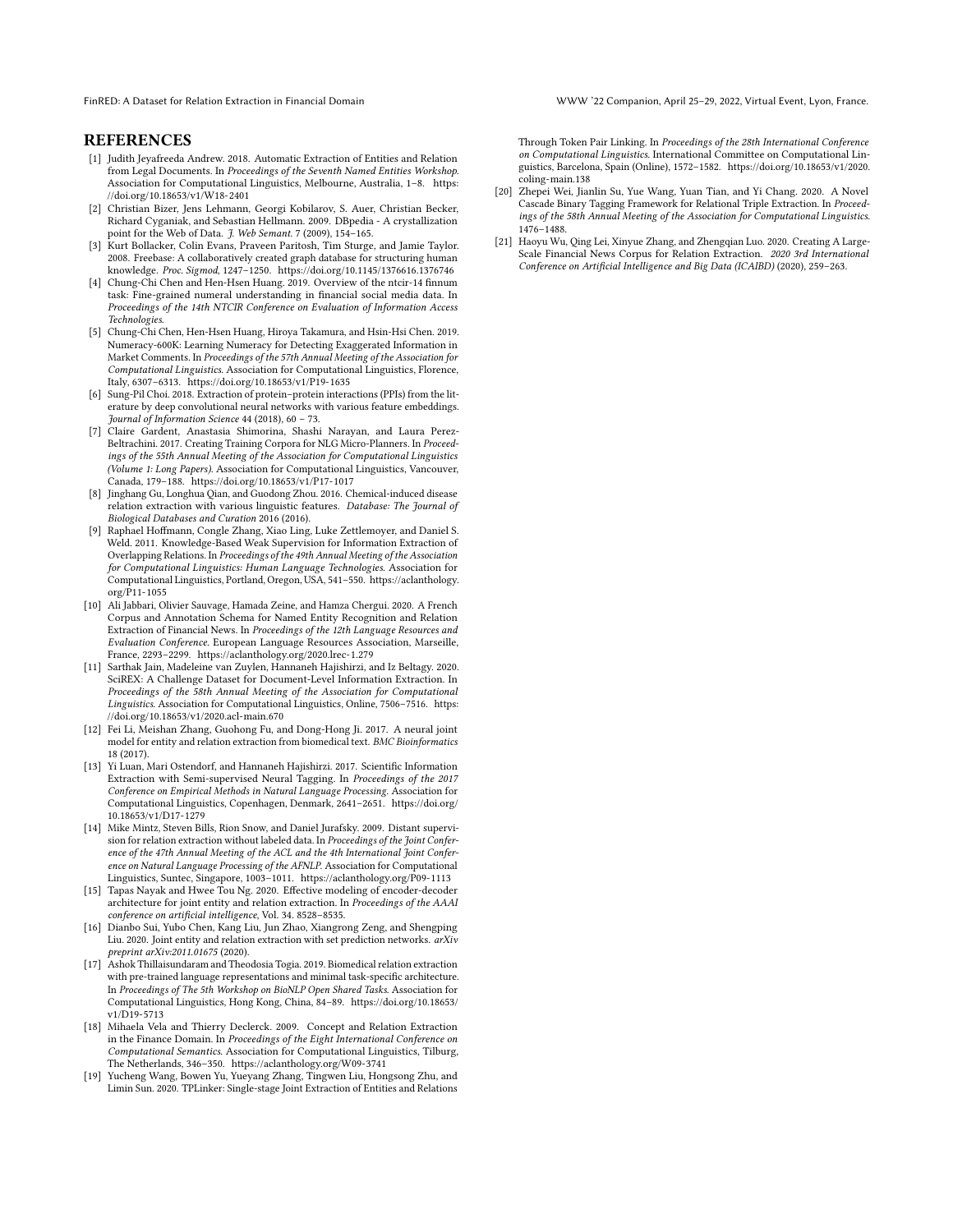## REFERENCES

[1] Judith Jeyafreeda Andrew. 2018. Automatic Extraction of Entities and Relation from Legal Documents. In *Proceedings of the Seventh Named Entities Workshop*. Association for Computational Linguistics, Melbourne, Australia, 1–8. https://doi.org/10.18653/v1/W18-2401

[2] Christian Bizer, Jens Lehmann, Georgi Kobilarov, S. Auer, Christian Becker, Richard Cyganiak, and Sebastian Hellmann. 2009. DBpedia - A crystallization point for the Web of Data. *J. Web Semant.* 7 (2009), 154–165.

[3] Kurt Bollacker, Colin Evans, Praveen Paritosh, Tim Sturge, and Jamie Taylor. 2008. Freebase: A collaboratively created graph database for structuring human knowledge. *Proc. Sigmod*, 1247–1250. https://doi.org/10.1145/1376616.1376746

[4] Chung-Chi Chen and Hen-Hsen Huang. 2019. Overview of the ntcir-14 finnum task: Fine-grained numeral understanding in financial social media data. In *Proceedings of the 14th NTCIR Conference on Evaluation of Information Access Technologies*.

[5] Chung-Chi Chen, Hen-Hsen Huang, Hiroya Takamura, and Hsin-Hsi Chen. 2019. Numeracy-600K: Learning Numeracy for Detecting Exaggerated Information in Market Comments. In *Proceedings of the 57th Annual Meeting of the Association for Computational Linguistics*. Association for Computational Linguistics, Florence, Italy, 6307–6313. https://doi.org/10.18653/v1/P19-1635

[6] Sung-Pil Choi. 2018. Extraction of protein–protein interactions (PPIs) from the literature by deep convolutional neural networks with various feature embeddings. *Journal of Information Science* 44 (2018), 60 – 73.

[7] Claire Gardent, Anastasia Shimorina, Shashi Narayan, and Laura Perez-Beltrachini. 2017. Creating Training Corpora for NLG Micro-Planners. In *Proceedings of the 55th Annual Meeting of the Association for Computational Linguistics (Volume 1: Long Papers)*. Association for Computational Linguistics, Vancouver, Canada, 179–188. https://doi.org/10.18653/v1/P17-1017

[8] Jinghang Gu, Longhua Qian, and Guodong Zhou. 2016. Chemical-induced disease relation extraction with various linguistic features. *Database: The Journal of Biological Databases and Curation* 2016 (2016).

[9] Raphael Hoffmann, Congle Zhang, Xiao Ling, Luke Zettlemoyer, and Daniel S. Weld. 2011. Knowledge-Based Weak Supervision for Information Extraction of Overlapping Relations. In *Proceedings of the 49th Annual Meeting of the Association for Computational Linguistics: Human Language Technologies*. Association for Computational Linguistics, Portland, Oregon, USA, 541–550. https://aclanthology.org/P11-1055

[10] Ali Jabbari, Olivier Sauvage, Hamada Zeine, and Hamza Chergui. 2020. A French Corpus and Annotation Schema for Named Entity Recognition and Relation Extraction of Financial News. In *Proceedings of the 12th Language Resources and Evaluation Conference*. European Language Resources Association, Marseille, France, 2293–2299. https://aclanthology.org/2020.lrec-1.279

[11] Sarthak Jain, Madeleine van Zuylen, Hannaneh Hajishirzi, and Iz Beltagy. 2020. SciREX: A Challenge Dataset for Document-Level Information Extraction. In *Proceedings of the 58th Annual Meeting of the Association for Computational Linguistics*. Association for Computational Linguistics, Online, 7506–7516. https://doi.org/10.18653/v1/2020.acl-main.670

[12] Fei Li, Meishan Zhang, Guohong Fu, and Dong-Hong Ji. 2017. A neural joint model for entity and relation extraction from biomedical text. *BMC Bioinformatics* 18 (2017).

[13] Yi Luan, Mari Ostendorf, and Hannaneh Hajishirzi. 2017. Scientific Information Extraction with Semi-supervised Neural Tagging. In *Proceedings of the 2017 Conference on Empirical Methods in Natural Language Processing*. Association for Computational Linguistics, Copenhagen, Denmark, 2641–2651. https://doi.org/10.18653/v1/D17-1279

[14] Mike Mintz, Steven Bills, Rion Snow, and Daniel Jurafsky. 2009. Distant supervision for relation extraction without labeled data. In *Proceedings of the Joint Conference of the 47th Annual Meeting of the ACL and the 4th International Joint Conference on Natural Language Processing of the AFNLP*. Association for Computational Linguistics, Suntec, Singapore, 1003–1011. https://aclanthology.org/P09-1113

[15] Tapas Nayak and Hwee Tou Ng. 2020. Effective modeling of encoder-decoder architecture for joint entity and relation extraction. In *Proceedings of the AAAI conference on artificial intelligence*, Vol. 34. 8528–8535.

[16] Dianbo Sui, Yubo Chen, Kang Liu, Jun Zhao, Xiangrong Zeng, and Shengping Liu. 2020. Joint entity and relation extraction with set prediction networks. *arXiv preprint arXiv:2011.01675* (2020).

[17] Ashok Thillaisundaram and Theodosia Togia. 2019. Biomedical relation extraction with pre-trained language representations and minimal task-specific architecture. In *Proceedings of The 5th Workshop on BioNLP Open Shared Tasks*. Association for Computational Linguistics, Hong Kong, China, 84–89. https://doi.org/10.18653/v1/D19-5713

[18] Mihaela Vela and Thierry Declerck. 2009. Concept and Relation Extraction in the Finance Domain. In *Proceedings of the Eight International Conference on Computational Semantics*. Association for Computational Linguistics, Tilburg, The Netherlands, 346–350. https://aclanthology.org/W09-3741

[19] Yucheng Wang, Bowen Yu, Yueyang Zhang, Tingwen Liu, Hongsong Zhu, and Limin Sun. 2020. TPLinker: Single-stage Joint Extraction of Entities and Relations Through Token Pair Linking. In *Proceedings of the 28th International Conference on Computational Linguistics*. International Committee on Computational Linguistics, Barcelona, Spain (Online), 1572–1582. https://doi.org/10.18653/v1/2020.coling-main.138

[20] Zhepei Wei, Jianlin Su, Yue Wang, Yuan Tian, and Yi Chang. 2020. A Novel Cascade Binary Tagging Framework for Relational Triple Extraction. In *Proceedings of the 58th Annual Meeting of the Association for Computational Linguistics*. 1476–1488.

[21] Haoyu Wu, Qing Lei, Xinyue Zhang, and Zhengqian Luo. 2020. Creating A Large-Scale Financial News Corpus for Relation Extraction. *2020 3rd International Conference on Artificial Intelligence and Big Data (ICAIBD)* (2020), 259–263.